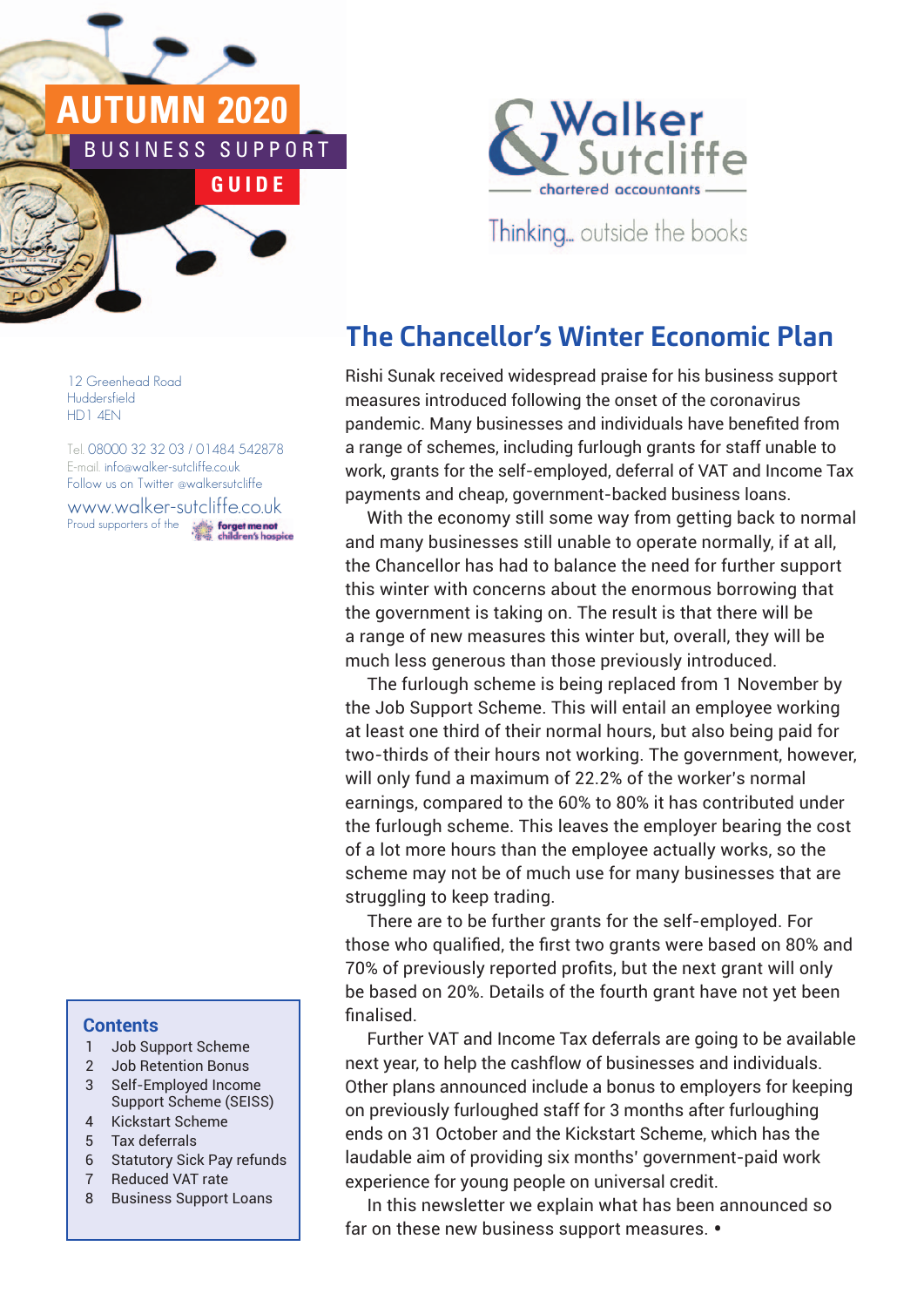# AUTUMN 2020

## BUSINESS SUPPORT GUIDE

Walker Sutcliffe
chartered accountants

Thinking... outside the books

12 Greenhead Road
Huddersfield
HD1 4EN

Tel. 08000 32 32 03 / 01484 542878
E-mail. info@walker-sutcliffe.co.uk
Follow us on Twitter @walkersutcliffe

www.walker-sutcliffe.co.uk
Proud supporters of the forget me not children's hospice

## The Chancellor's Winter Economic Plan

Rishi Sunak received widespread praise for his business support measures introduced following the onset of the coronavirus pandemic. Many businesses and individuals have benefited from a range of schemes, including furlough grants for staff unable to work, grants for the self-employed, deferral of VAT and Income Tax payments and cheap, government-backed business loans.

With the economy still some way from getting back to normal and many businesses still unable to operate normally, if at all, the Chancellor has had to balance the need for further support this winter with concerns about the enormous borrowing that the government is taking on. The result is that there will be a range of new measures this winter but, overall, they will be much less generous than those previously introduced.

The furlough scheme is being replaced from 1 November by the Job Support Scheme. This will entail an employee working at least one third of their normal hours, but also being paid for two-thirds of their hours not working. The government, however, will only fund a maximum of 22.2% of the worker's normal earnings, compared to the 60% to 80% it has contributed under the furlough scheme. This leaves the employer bearing the cost of a lot more hours than the employee actually works, so the scheme may not be of much use for many businesses that are struggling to keep trading.

There are to be further grants for the self-employed. For those who qualified, the first two grants were based on 80% and 70% of previously reported profits, but the next grant will only be based on 20%. Details of the fourth grant have not yet been finalised.

Further VAT and Income Tax deferrals are going to be available next year, to help the cashflow of businesses and individuals. Other plans announced include a bonus to employers for keeping on previously furloughed staff for 3 months after furloughing ends on 31 October and the Kickstart Scheme, which has the laudable aim of providing six months' government-paid work experience for young people on universal credit.

In this newsletter we explain what has been announced so far on these new business support measures. •

### Contents

1. Job Support Scheme
2. Job Retention Bonus
3. Self-Employed Income Support Scheme (SEISS)
4. Kickstart Scheme
5. Tax deferrals
6. Statutory Sick Pay refunds
7. Reduced VAT rate
8. Business Support Loans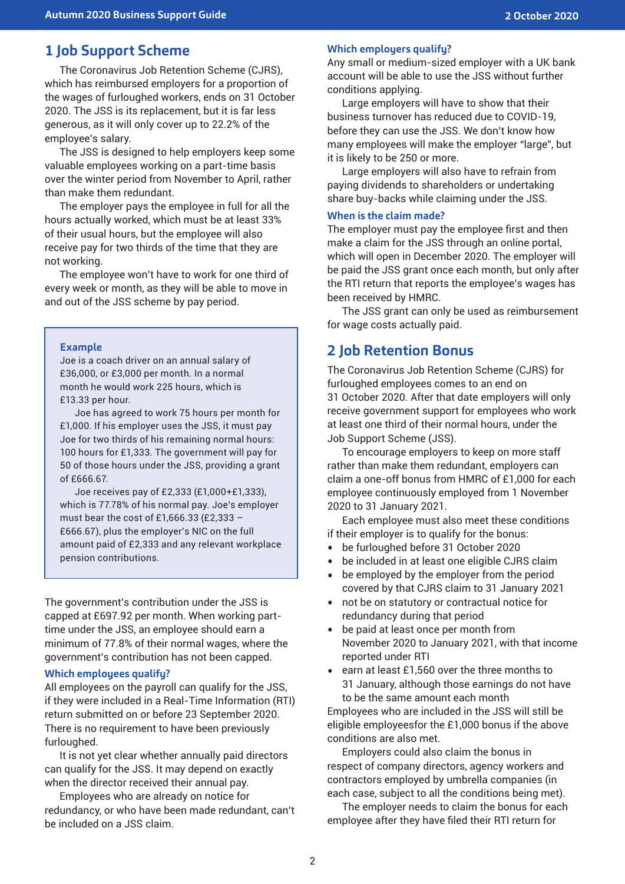## 1 Job Support Scheme

The Coronavirus Job Retention Scheme (CJRS), which has reimbursed employers for a proportion of the wages of furloughed workers, ends on 31 October 2020. The JSS is its replacement, but it is far less generous, as it will only cover up to 22.2% of the employee's salary.

The JSS is designed to help employers keep some valuable employees working on a part-time basis over the winter period from November to April, rather than make them redundant.

The employer pays the employee in full for all the hours actually worked, which must be at least 33% of their usual hours, but the employee will also receive pay for two thirds of the time that they are not working.

The employee won't have to work for one third of every week or month, as they will be able to move in and out of the JSS scheme by pay period.

> **Example**
>
> Joe is a coach driver on an annual salary of £36,000, or £3,000 per month. In a normal month he would work 225 hours, which is £13.33 per hour.
>
> Joe has agreed to work 75 hours per month for £1,000. If his employer uses the JSS, it must pay Joe for two thirds of his remaining normal hours: 100 hours for £1,333. The government will pay for 50 of those hours under the JSS, providing a grant of £666.67.
>
> Joe receives pay of £2,333 (£1,000+£1,333), which is 77.78% of his normal pay. Joe's employer must bear the cost of £1,666.33 (£2,333 – £666.67), plus the employer's NIC on the full amount paid of £2,333 and any relevant workplace pension contributions.

The government's contribution under the JSS is capped at £697.92 per month. When working part-time under the JSS, an employee should earn a minimum of 77.8% of their normal wages, where the government's contribution has not been capped.

### Which employees qualify?

All employees on the payroll can qualify for the JSS, if they were included in a Real-Time Information (RTI) return submitted on or before 23 September 2020. There is no requirement to have been previously furloughed.

It is not yet clear whether annually paid directors can qualify for the JSS. It may depend on exactly when the director received their annual pay.

Employees who are already on notice for redundancy, or who have been made redundant, can't be included on a JSS claim.

### Which employers qualify?

Any small or medium-sized employer with a UK bank account will be able to use the JSS without further conditions applying.

Large employers will have to show that their business turnover has reduced due to COVID-19, before they can use the JSS. We don't know how many employees will make the employer "large", but it is likely to be 250 or more.

Large employers will also have to refrain from paying dividends to shareholders or undertaking share buy-backs while claiming under the JSS.

### When is the claim made?

The employer must pay the employee first and then make a claim for the JSS through an online portal, which will open in December 2020. The employer will be paid the JSS grant once each month, but only after the RTI return that reports the employee's wages has been received by HMRC.

The JSS grant can only be used as reimbursement for wage costs actually paid.

## 2 Job Retention Bonus

The Coronavirus Job Retention Scheme (CJRS) for furloughed employees comes to an end on 31 October 2020. After that date employers will only receive government support for employees who work at least one third of their normal hours, under the Job Support Scheme (JSS).

To encourage employers to keep on more staff rather than make them redundant, employers can claim a one-off bonus from HMRC of £1,000 for each employee continuously employed from 1 November 2020 to 31 January 2021.

Each employee must also meet these conditions if their employer is to qualify for the bonus:

- be furloughed before 31 October 2020
- be included in at least one eligible CJRS claim
- be employed by the employer from the period covered by that CJRS claim to 31 January 2021
- not be on statutory or contractual notice for redundancy during that period
- be paid at least once per month from November 2020 to January 2021, with that income reported under RTI
- earn at least £1,560 over the three months to 31 January, although those earnings do not have to be the same amount each month

Employees who are included in the JSS will still be eligible employeesfor the £1,000 bonus if the above conditions are also met.

Employers could also claim the bonus in respect of company directors, agency workers and contractors employed by umbrella companies (in each case, subject to all the conditions being met).

The employer needs to claim the bonus for each employee after they have filed their RTI return for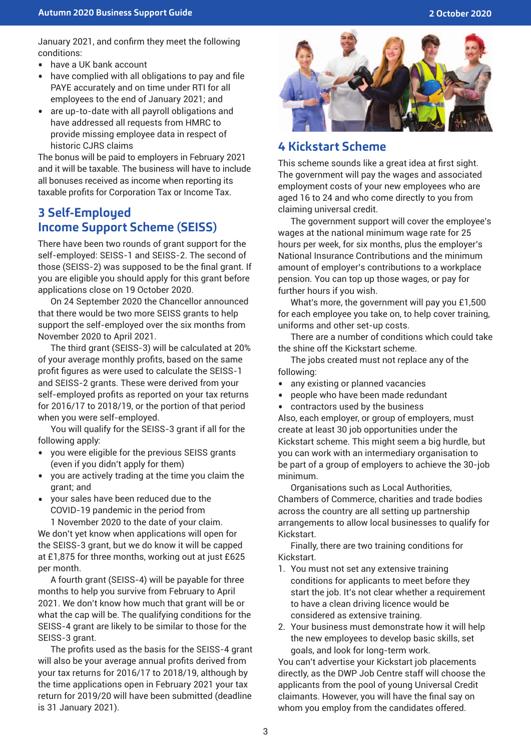January 2021, and confirm they meet the following conditions:

- have a UK bank account
- have complied with all obligations to pay and file PAYE accurately and on time under RTI for all employees to the end of January 2021; and
- are up-to-date with all payroll obligations and have addressed all requests from HMRC to provide missing employee data in respect of historic CJRS claims

The bonus will be paid to employers in February 2021 and it will be taxable. The business will have to include all bonuses received as income when reporting its taxable profits for Corporation Tax or Income Tax.

## 3 Self-Employed Income Support Scheme (SEISS)

There have been two rounds of grant support for the self-employed: SEISS-1 and SEISS-2. The second of those (SEISS-2) was supposed to be the final grant. If you are eligible you should apply for this grant before applications close on 19 October 2020.

On 24 September 2020 the Chancellor announced that there would be two more SEISS grants to help support the self-employed over the six months from November 2020 to April 2021.

The third grant (SEISS-3) will be calculated at 20% of your average monthly profits, based on the same profit figures as were used to calculate the SEISS-1 and SEISS-2 grants. These were derived from your self-employed profits as reported on your tax returns for 2016/17 to 2018/19, or the portion of that period when you were self-employed.

You will qualify for the SEISS-3 grant if all for the following apply:

- you were eligible for the previous SEISS grants (even if you didn't apply for them)
- you are actively trading at the time you claim the grant; and
- your sales have been reduced due to the COVID-19 pandemic in the period from 1 November 2020 to the date of your claim.

We don't yet know when applications will open for the SEISS-3 grant, but we do know it will be capped at £1,875 for three months, working out at just £625 per month.

A fourth grant (SEISS-4) will be payable for three months to help you survive from February to April 2021. We don't know how much that grant will be or what the cap will be. The qualifying conditions for the SEISS-4 grant are likely to be similar to those for the SEISS-3 grant.

The profits used as the basis for the SEISS-4 grant will also be your average annual profits derived from your tax returns for 2016/17 to 2018/19, although by the time applications open in February 2021 your tax return for 2019/20 will have been submitted (deadline is 31 January 2021).

## 4 Kickstart Scheme

This scheme sounds like a great idea at first sight. The government will pay the wages and associated employment costs of your new employees who are aged 16 to 24 and who come directly to you from claiming universal credit.

The government support will cover the employee's wages at the national minimum wage rate for 25 hours per week, for six months, plus the employer's National Insurance Contributions and the minimum amount of employer's contributions to a workplace pension. You can top up those wages, or pay for further hours if you wish.

What's more, the government will pay you £1,500 for each employee you take on, to help cover training, uniforms and other set-up costs.

There are a number of conditions which could take the shine off the Kickstart scheme.

The jobs created must not replace any of the following:

- any existing or planned vacancies
- people who have been made redundant
- contractors used by the business

Also, each employer, or group of employers, must create at least 30 job opportunities under the Kickstart scheme. This might seem a big hurdle, but you can work with an intermediary organisation to be part of a group of employers to achieve the 30-job minimum.

Organisations such as Local Authorities, Chambers of Commerce, charities and trade bodies across the country are all setting up partnership arrangements to allow local businesses to qualify for Kickstart.

Finally, there are two training conditions for Kickstart.

1. You must not set any extensive training conditions for applicants to meet before they start the job. It's not clear whether a requirement to have a clean driving licence would be considered as extensive training.
2. Your business must demonstrate how it will help the new employees to develop basic skills, set goals, and look for long-term work.

You can't advertise your Kickstart job placements directly, as the DWP Job Centre staff will choose the applicants from the pool of young Universal Credit claimants. However, you will have the final say on whom you employ from the candidates offered.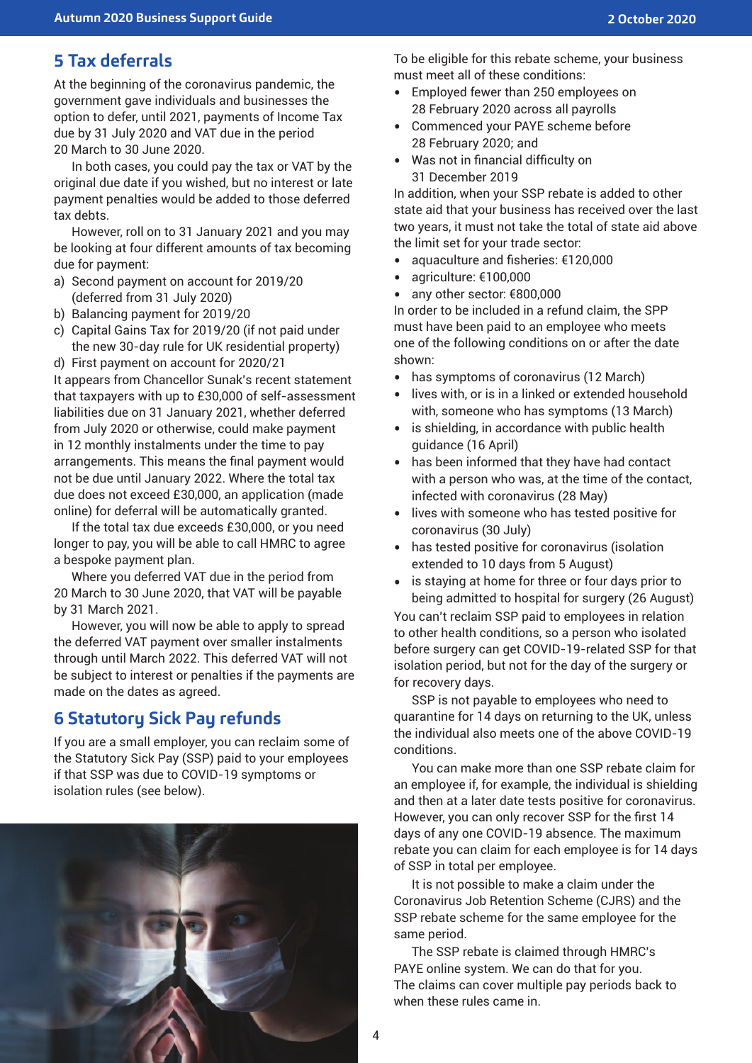## 5 Tax deferrals

At the beginning of the coronavirus pandemic, the government gave individuals and businesses the option to defer, until 2021, payments of Income Tax due by 31 July 2020 and VAT due in the period 20 March to 30 June 2020.

In both cases, you could pay the tax or VAT by the original due date if you wished, but no interest or late payment penalties would be added to those deferred tax debts.

However, roll on to 31 January 2021 and you may be looking at four different amounts of tax becoming due for payment:

a) Second payment on account for 2019/20 (deferred from 31 July 2020)
b) Balancing payment for 2019/20
c) Capital Gains Tax for 2019/20 (if not paid under the new 30-day rule for UK residential property)
d) First payment on account for 2020/21

It appears from Chancellor Sunak's recent statement that taxpayers with up to £30,000 of self-assessment liabilities due on 31 January 2021, whether deferred from July 2020 or otherwise, could make payment in 12 monthly instalments under the time to pay arrangements. This means the final payment would not be due until January 2022. Where the total tax due does not exceed £30,000, an application (made online) for deferral will be automatically granted.

If the total tax due exceeds £30,000, or you need longer to pay, you will be able to call HMRC to agree a bespoke payment plan.

Where you deferred VAT due in the period from 20 March to 30 June 2020, that VAT will be payable by 31 March 2021.

However, you will now be able to apply to spread the deferred VAT payment over smaller instalments through until March 2022. This deferred VAT will not be subject to interest or penalties if the payments are made on the dates as agreed.

## 6 Statutory Sick Pay refunds

If you are a small employer, you can reclaim some of the Statutory Sick Pay (SSP) paid to your employees if that SSP was due to COVID-19 symptoms or isolation rules (see below).

To be eligible for this rebate scheme, your business must meet all of these conditions:

- Employed fewer than 250 employees on 28 February 2020 across all payrolls
- Commenced your PAYE scheme before 28 February 2020; and
- Was not in financial difficulty on 31 December 2019

In addition, when your SSP rebate is added to other state aid that your business has received over the last two years, it must not take the total of state aid above the limit set for your trade sector:

- aquaculture and fisheries: €120,000
- agriculture: €100,000
- any other sector: €800,000

In order to be included in a refund claim, the SPP must have been paid to an employee who meets one of the following conditions on or after the date shown:

- has symptoms of coronavirus (12 March)
- lives with, or is in a linked or extended household with, someone who has symptoms (13 March)
- is shielding, in accordance with public health guidance (16 April)
- has been informed that they have had contact with a person who was, at the time of the contact, infected with coronavirus (28 May)
- lives with someone who has tested positive for coronavirus (30 July)
- has tested positive for coronavirus (isolation extended to 10 days from 5 August)
- is staying at home for three or four days prior to being admitted to hospital for surgery (26 August)

You can't reclaim SSP paid to employees in relation to other health conditions, so a person who isolated before surgery can get COVID-19-related SSP for that isolation period, but not for the day of the surgery or for recovery days.

SSP is not payable to employees who need to quarantine for 14 days on returning to the UK, unless the individual also meets one of the above COVID-19 conditions.

You can make more than one SSP rebate claim for an employee if, for example, the individual is shielding and then at a later date tests positive for coronavirus. However, you can only recover SSP for the first 14 days of any one COVID-19 absence. The maximum rebate you can claim for each employee is for 14 days of SSP in total per employee.

It is not possible to make a claim under the Coronavirus Job Retention Scheme (CJRS) and the SSP rebate scheme for the same employee for the same period.

The SSP rebate is claimed through HMRC's PAYE online system. We can do that for you. The claims can cover multiple pay periods back to when these rules came in.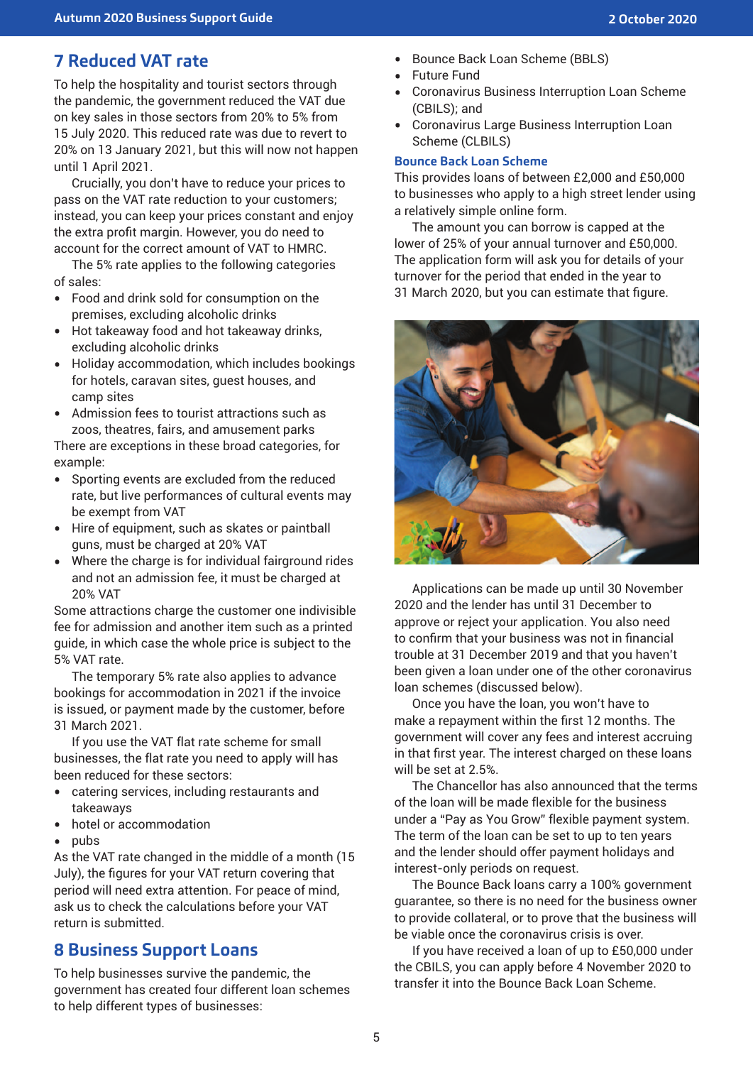## 7 Reduced VAT rate

To help the hospitality and tourist sectors through the pandemic, the government reduced the VAT due on key sales in those sectors from 20% to 5% from 15 July 2020. This reduced rate was due to revert to 20% on 13 January 2021, but this will now not happen until 1 April 2021.

Crucially, you don't have to reduce your prices to pass on the VAT rate reduction to your customers; instead, you can keep your prices constant and enjoy the extra profit margin. However, you do need to account for the correct amount of VAT to HMRC.

The 5% rate applies to the following categories of sales:

- Food and drink sold for consumption on the premises, excluding alcoholic drinks
- Hot takeaway food and hot takeaway drinks, excluding alcoholic drinks
- Holiday accommodation, which includes bookings for hotels, caravan sites, guest houses, and camp sites
- Admission fees to tourist attractions such as zoos, theatres, fairs, and amusement parks

There are exceptions in these broad categories, for example:

- Sporting events are excluded from the reduced rate, but live performances of cultural events may be exempt from VAT
- Hire of equipment, such as skates or paintball guns, must be charged at 20% VAT
- Where the charge is for individual fairground rides and not an admission fee, it must be charged at 20% VAT

Some attractions charge the customer one indivisible fee for admission and another item such as a printed guide, in which case the whole price is subject to the 5% VAT rate.

The temporary 5% rate also applies to advance bookings for accommodation in 2021 if the invoice is issued, or payment made by the customer, before 31 March 2021.

If you use the VAT flat rate scheme for small businesses, the flat rate you need to apply will has been reduced for these sectors:

- catering services, including restaurants and takeaways
- hotel or accommodation
- pubs

As the VAT rate changed in the middle of a month (15 July), the figures for your VAT return covering that period will need extra attention. For peace of mind, ask us to check the calculations before your VAT return is submitted.

## 8 Business Support Loans

To help businesses survive the pandemic, the government has created four different loan schemes to help different types of businesses:

- Bounce Back Loan Scheme (BBLS)
- Future Fund
- Coronavirus Business Interruption Loan Scheme (CBILS); and
- Coronavirus Large Business Interruption Loan Scheme (CLBILS)

### Bounce Back Loan Scheme

This provides loans of between £2,000 and £50,000 to businesses who apply to a high street lender using a relatively simple online form.

The amount you can borrow is capped at the lower of 25% of your annual turnover and £50,000. The application form will ask you for details of your turnover for the period that ended in the year to 31 March 2020, but you can estimate that figure.

Applications can be made up until 30 November 2020 and the lender has until 31 December to approve or reject your application. You also need to confirm that your business was not in financial trouble at 31 December 2019 and that you haven't been given a loan under one of the other coronavirus loan schemes (discussed below).

Once you have the loan, you won't have to make a repayment within the first 12 months. The government will cover any fees and interest accruing in that first year. The interest charged on these loans will be set at 2.5%.

The Chancellor has also announced that the terms of the loan will be made flexible for the business under a "Pay as You Grow" flexible payment system. The term of the loan can be set to up to ten years and the lender should offer payment holidays and interest-only periods on request.

The Bounce Back loans carry a 100% government guarantee, so there is no need for the business owner to provide collateral, or to prove that the business will be viable once the coronavirus crisis is over.

If you have received a loan of up to £50,000 under the CBILS, you can apply before 4 November 2020 to transfer it into the Bounce Back Loan Scheme.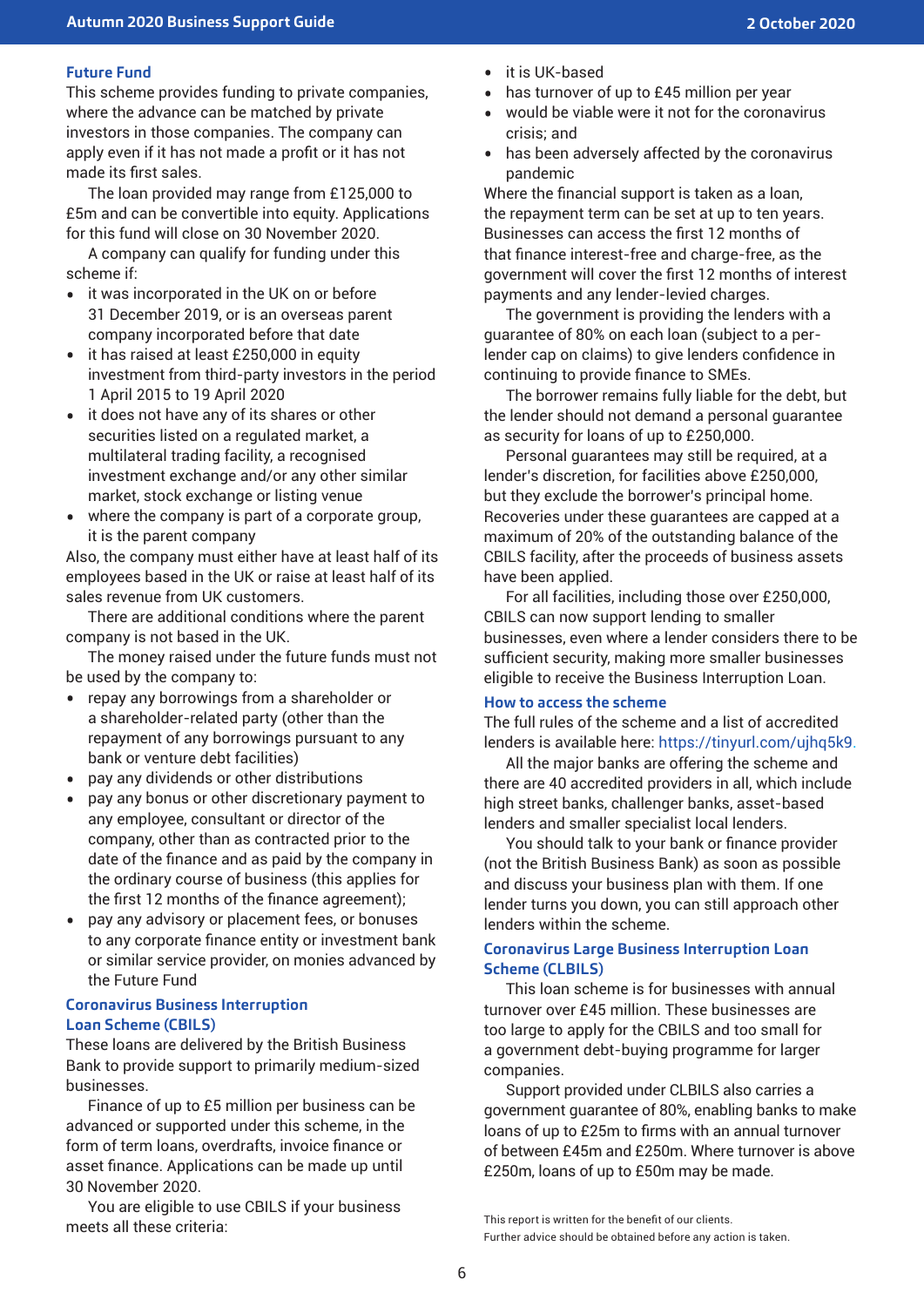## Future Fund

This scheme provides funding to private companies, where the advance can be matched by private investors in those companies. The company can apply even if it has not made a profit or it has not made its first sales.

The loan provided may range from £125,000 to £5m and can be convertible into equity. Applications for this fund will close on 30 November 2020.

A company can qualify for funding under this scheme if:

- it was incorporated in the UK on or before 31 December 2019, or is an overseas parent company incorporated before that date
- it has raised at least £250,000 in equity investment from third-party investors in the period 1 April 2015 to 19 April 2020
- it does not have any of its shares or other securities listed on a regulated market, a multilateral trading facility, a recognised investment exchange and/or any other similar market, stock exchange or listing venue
- where the company is part of a corporate group, it is the parent company

Also, the company must either have at least half of its employees based in the UK or raise at least half of its sales revenue from UK customers.

There are additional conditions where the parent company is not based in the UK.

The money raised under the future funds must not be used by the company to:

- repay any borrowings from a shareholder or a shareholder-related party (other than the repayment of any borrowings pursuant to any bank or venture debt facilities)
- pay any dividends or other distributions
- pay any bonus or other discretionary payment to any employee, consultant or director of the company, other than as contracted prior to the date of the finance and as paid by the company in the ordinary course of business (this applies for the first 12 months of the finance agreement);
- pay any advisory or placement fees, or bonuses to any corporate finance entity or investment bank or similar service provider, on monies advanced by the Future Fund

## Coronavirus Business Interruption Loan Scheme (CBILS)

These loans are delivered by the British Business Bank to provide support to primarily medium-sized businesses.

Finance of up to £5 million per business can be advanced or supported under this scheme, in the form of term loans, overdrafts, invoice finance or asset finance. Applications can be made up until 30 November 2020.

You are eligible to use CBILS if your business meets all these criteria:

- it is UK-based
- has turnover of up to £45 million per year
- would be viable were it not for the coronavirus crisis; and
- has been adversely affected by the coronavirus pandemic

Where the financial support is taken as a loan, the repayment term can be set at up to ten years. Businesses can access the first 12 months of that finance interest-free and charge-free, as the government will cover the first 12 months of interest payments and any lender-levied charges.

The government is providing the lenders with a guarantee of 80% on each loan (subject to a per-lender cap on claims) to give lenders confidence in continuing to provide finance to SMEs.

The borrower remains fully liable for the debt, but the lender should not demand a personal guarantee as security for loans of up to £250,000.

Personal guarantees may still be required, at a lender's discretion, for facilities above £250,000, but they exclude the borrower's principal home. Recoveries under these guarantees are capped at a maximum of 20% of the outstanding balance of the CBILS facility, after the proceeds of business assets have been applied.

For all facilities, including those over £250,000, CBILS can now support lending to smaller businesses, even where a lender considers there to be sufficient security, making more smaller businesses eligible to receive the Business Interruption Loan.

### How to access the scheme

The full rules of the scheme and a list of accredited lenders is available here: https://tinyurl.com/ujhq5k9.

All the major banks are offering the scheme and there are 40 accredited providers in all, which include high street banks, challenger banks, asset-based lenders and smaller specialist local lenders.

You should talk to your bank or finance provider (not the British Business Bank) as soon as possible and discuss your business plan with them. If one lender turns you down, you can still approach other lenders within the scheme.

## Coronavirus Large Business Interruption Loan Scheme (CLBILS)

This loan scheme is for businesses with annual turnover over £45 million. These businesses are too large to apply for the CBILS and too small for a government debt-buying programme for larger companies.

Support provided under CLBILS also carries a government guarantee of 80%, enabling banks to make loans of up to £25m to firms with an annual turnover of between £45m and £250m. Where turnover is above £250m, loans of up to £50m may be made.

This report is written for the benefit of our clients.
Further advice should be obtained before any action is taken.